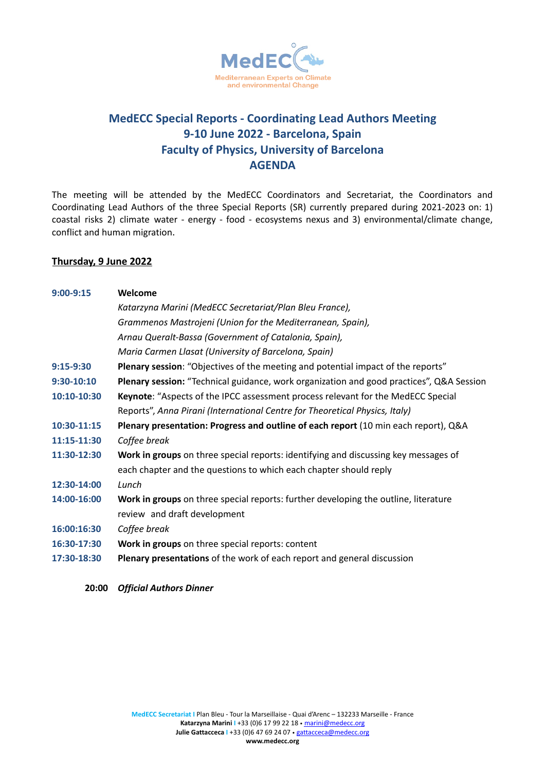MedECC

Mediterranean Experts on Climate and environmental Change

# MedECC Special Reports - Coordinating Lead Authors Meeting
# 9-10 June 2022 - Barcelona, Spain
# Faculty of Physics, University of Barcelona
# AGENDA

The meeting will be attended by the MedECC Coordinators and Secretariat, the Coordinators and Coordinating Lead Authors of the three Special Reports (SR) currently prepared during 2021-2023 on: 1) coastal risks 2) climate water - energy - food - ecosystems nexus and 3) environmental/climate change, conflict and human migration.

## Thursday, 9 June 2022

| | |
|---|---|
| **9:00-9:15** | **Welcome**<br>*Katarzyna Marini (MedECC Secretariat/Plan Bleu France),*<br>*Grammenos Mastrojeni (Union for the Mediterranean, Spain),*<br>*Arnau Queralt-Bassa (Government of Catalonia, Spain),*<br>*Maria Carmen Llasat (University of Barcelona, Spain)* |
| **9:15-9:30** | **Plenary session**: "Objectives of the meeting and potential impact of the reports" |
| **9:30-10:10** | **Plenary session:** "Technical guidance, work organization and good practices", Q&A Session |
| **10:10-10:30** | **Keynote**: "Aspects of the IPCC assessment process relevant for the MedECC Special Reports", *Anna Pirani (International Centre for Theoretical Physics, Italy)* |
| **10:30-11:15** | **Plenary presentation: Progress and outline of each report** (10 min each report), Q&A |
| **11:15-11:30** | *Coffee break* |
| **11:30-12:30** | **Work in groups** on three special reports: identifying and discussing key messages of each chapter and the questions to which each chapter should reply |
| **12:30-14:00** | *Lunch* |
| **14:00-16:00** | **Work in groups** on three special reports: further developing the outline, literature review and draft development |
| **16:00:16:30** | *Coffee break* |
| **16:30-17:30** | **Work in groups** on three special reports: content |
| **17:30-18:30** | **Plenary presentations** of the work of each report and general discussion |
| **20:00** | ***Official Authors Dinner*** |

**MedECC Secretariat** I Plan Bleu - Tour la Marseillaise - Quai d'Arenc – 132233 Marseille - France
**Katarzyna Marini** I +33 (0)6 17 99 22 18 • marini@medecc.org
**Julie Gattacceca** I +33 (0)6 47 69 24 07 • gattacceca@medecc.org
**www.medecc.org**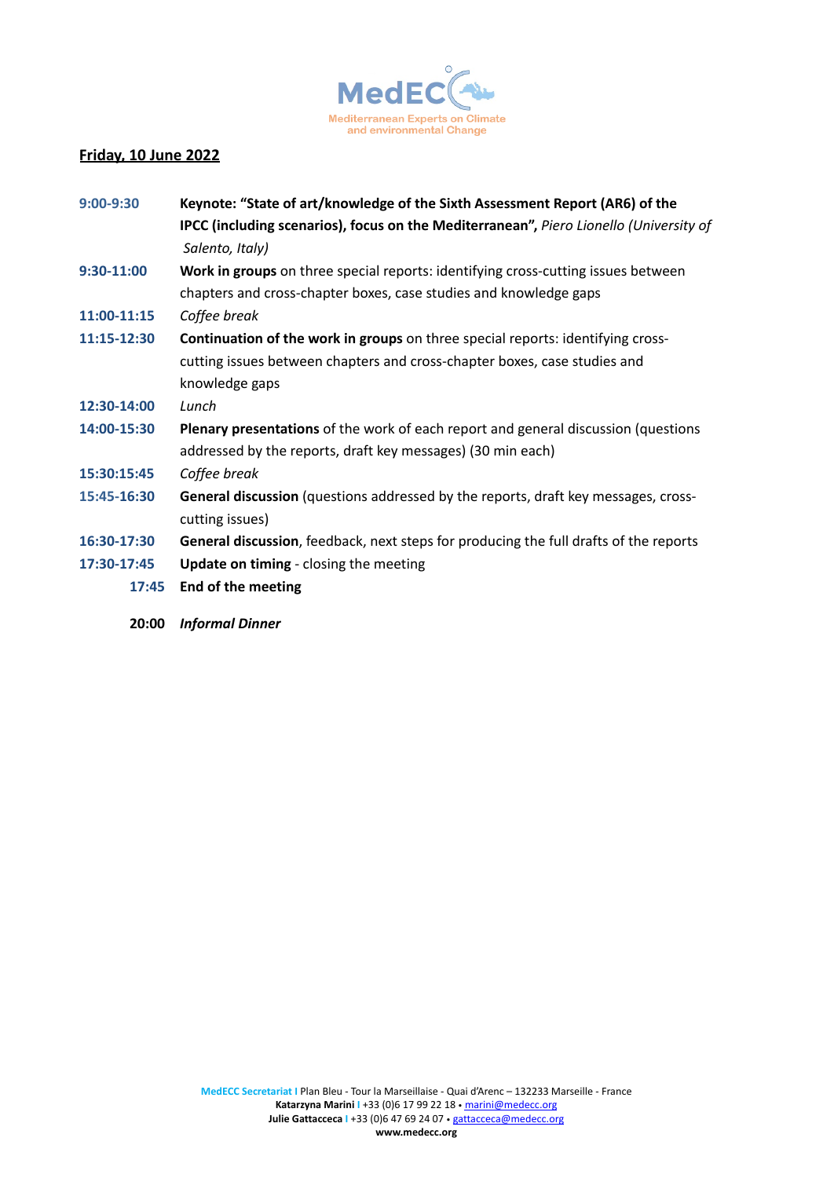MedECC

Mediterranean Experts on Climate and environmental Change

**Friday, 10 June 2022**

| | |
|---|---|
| 9:00-9:30 | **Keynote: "State of art/knowledge of the Sixth Assessment Report (AR6) of the IPCC (including scenarios), focus on the Mediterranean",** *Piero Lionello (University of Salento, Italy)* |
| 9:30-11:00 | **Work in groups** on three special reports: identifying cross-cutting issues between chapters and cross-chapter boxes, case studies and knowledge gaps |
| 11:00-11:15 | *Coffee break* |
| 11:15-12:30 | **Continuation of the work in groups** on three special reports: identifying cross-cutting issues between chapters and cross-chapter boxes, case studies and knowledge gaps |
| 12:30-14:00 | *Lunch* |
| 14:00-15:30 | **Plenary presentations** of the work of each report and general discussion (questions addressed by the reports, draft key messages) (30 min each) |
| 15:30:15:45 | *Coffee break* |
| 15:45-16:30 | **General discussion** (questions addressed by the reports, draft key messages, cross-cutting issues) |
| 16:30-17:30 | **General discussion**, feedback, next steps for producing the full drafts of the reports |
| 17:30-17:45 | **Update on timing** - closing the meeting |
| 17:45 | **End of the meeting** |
| 20:00 | ***Informal Dinner*** |

MedECC Secretariat I Plan Bleu - Tour la Marseillaise - Quai d'Arenc – 132233 Marseille - France
**Katarzyna Marini** I +33 (0)6 17 99 22 18 • marini@medecc.org
**Julie Gattacceca** I +33 (0)6 47 69 24 07 • gattacceca@medecc.org
**www.medecc.org**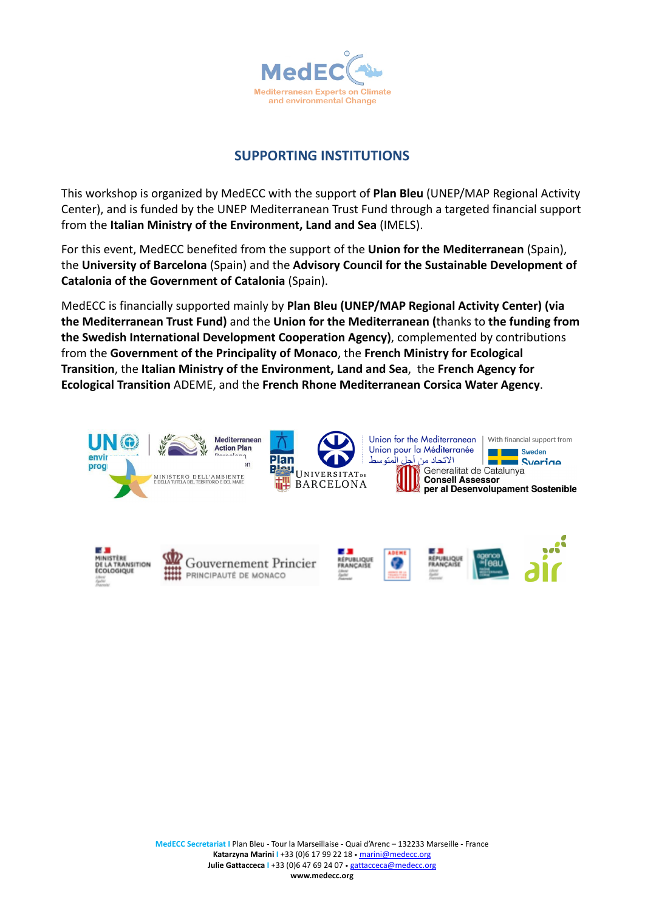MedEC

Mediterranean Experts on Climate and environmental Change

## SUPPORTING INSTITUTIONS

This workshop is organized by MedECC with the support of **Plan Bleu** (UNEP/MAP Regional Activity Center), and is funded by the UNEP Mediterranean Trust Fund through a targeted financial support from the **Italian Ministry of the Environment, Land and Sea** (IMELS).

For this event, MedECC benefited from the support of the **Union for the Mediterranean** (Spain), the **University of Barcelona** (Spain) and the **Advisory Council for the Sustainable Development of Catalonia of the Government of Catalonia** (Spain).

MedECC is financially supported mainly by **Plan Bleu (UNEP/MAP Regional Activity Center) (via the Mediterranean Trust Fund)** and the **Union for the Mediterranean (**thanks to **the funding from the Swedish International Development Cooperation Agency)**, complemented by contributions from the **Government of the Principality of Monaco**, the **French Ministry for Ecological Transition**, the **Italian Ministry of the Environment, Land and Sea**, the **French Agency for Ecological Transition** ADEME, and the **French Rhone Mediterranean Corsica Water Agency**.

**MedECC Secretariat** I Plan Bleu - Tour la Marseillaise - Quai d'Arenc – 132233 Marseille - France
**Katarzyna Marini** I +33 (0)6 17 99 22 18 • marini@medecc.org
**Julie Gattacceca** I +33 (0)6 47 69 24 07 • gattacceca@medecc.org
**www.medecc.org**